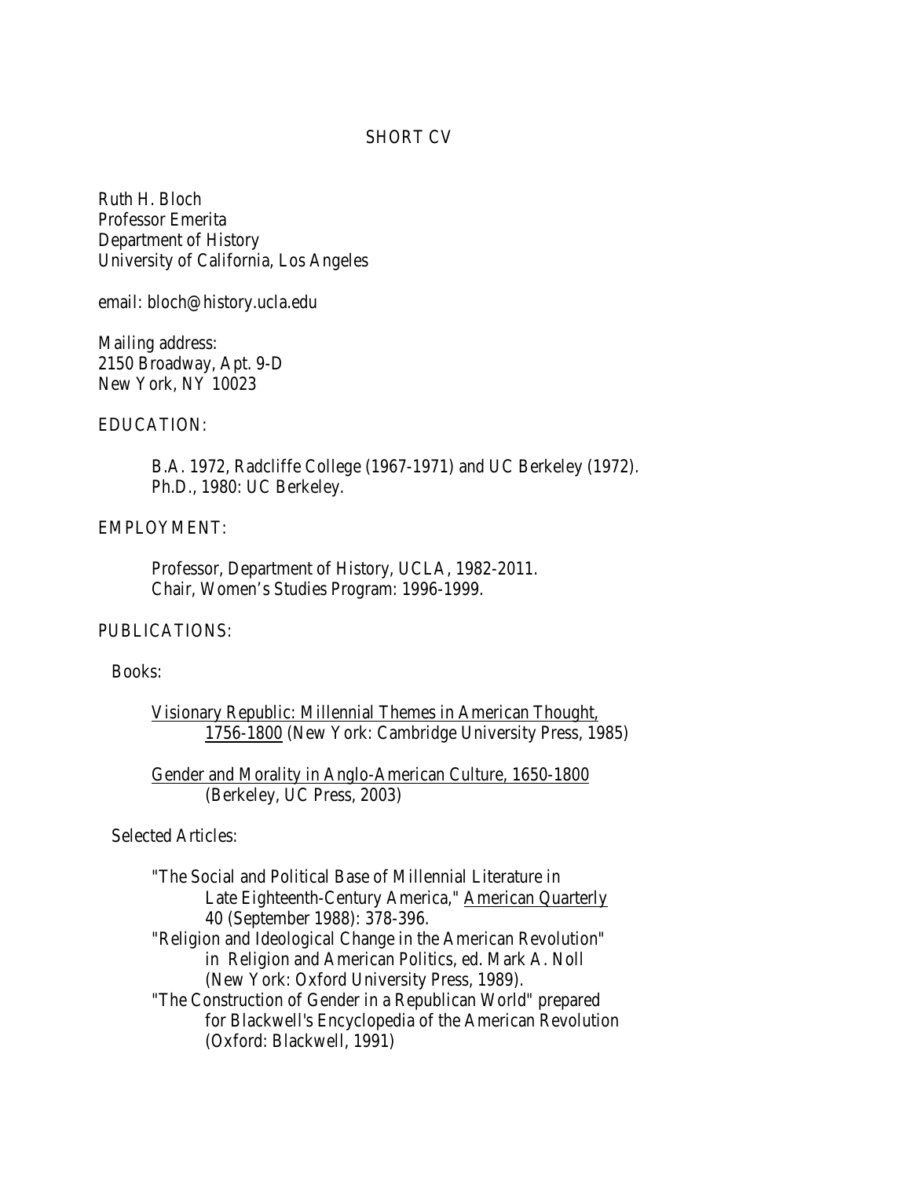# SHORT CV

Ruth H. Bloch
Professor Emerita
Department of History
University of California, Los Angeles

email: bloch@history.ucla.edu

Mailing address:
2150 Broadway, Apt. 9-D
New York, NY 10023

## EDUCATION:

B.A. 1972, Radcliffe College (1967-1971) and UC Berkeley (1972).
Ph.D., 1980: UC Berkeley.

## EMPLOYMENT:

Professor, Department of History, UCLA, 1982-2011.
Chair, Women's Studies Program: 1996-1999.

## PUBLICATIONS:

### Books:

Visionary Republic: Millennial Themes in American Thought, 1756-1800 (New York: Cambridge University Press, 1985)

Gender and Morality in Anglo-American Culture, 1650-1800 (Berkeley, UC Press, 2003)

### Selected Articles:

"The Social and Political Base of Millennial Literature in Late Eighteenth-Century America," American Quarterly 40 (September 1988): 378-396.

"Religion and Ideological Change in the American Revolution" in Religion and American Politics, ed. Mark A. Noll (New York: Oxford University Press, 1989).

"The Construction of Gender in a Republican World" prepared for Blackwell's Encyclopedia of the American Revolution (Oxford: Blackwell, 1991)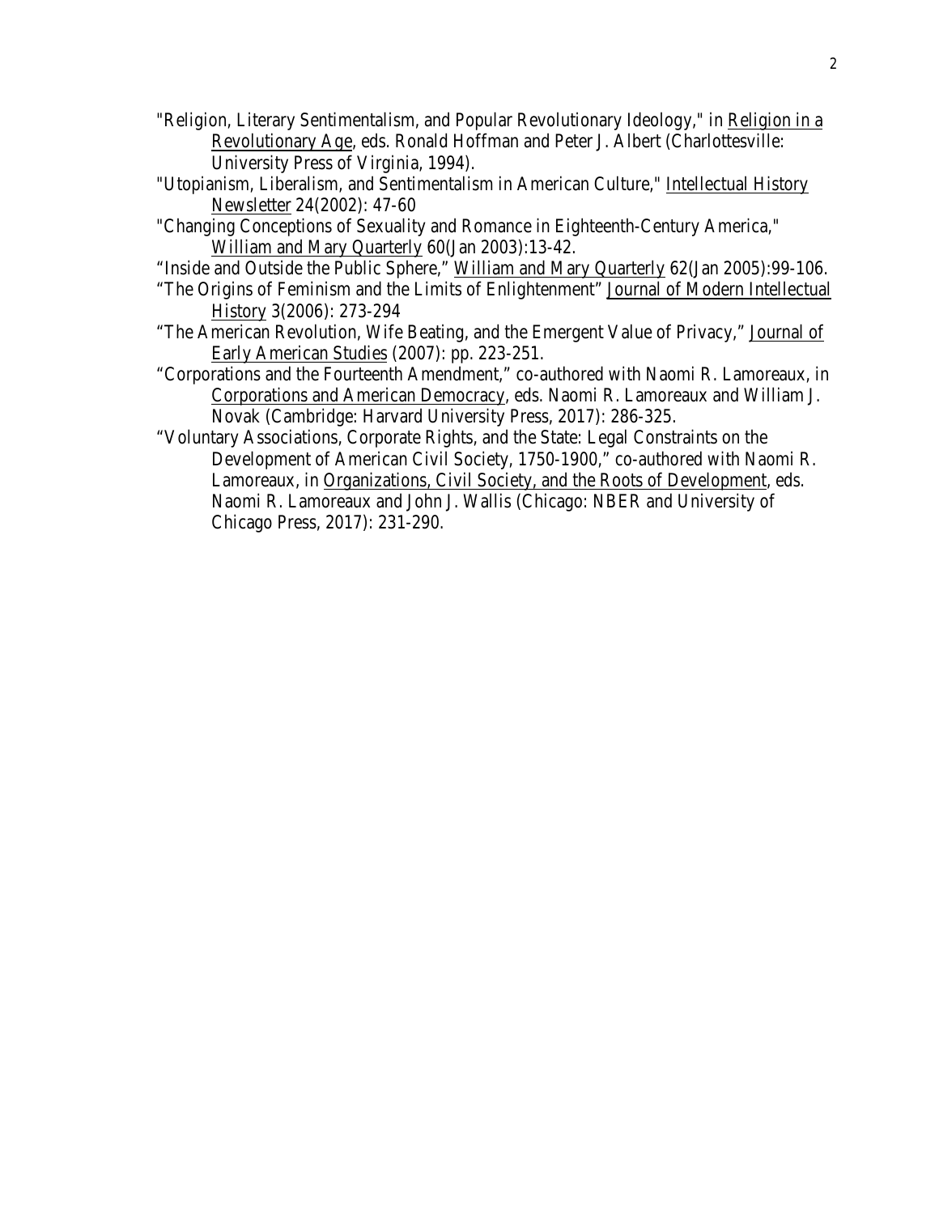"Religion, Literary Sentimentalism, and Popular Revolutionary Ideology," in Religion in a Revolutionary Age, eds. Ronald Hoffman and Peter J. Albert (Charlottesville: University Press of Virginia, 1994).

"Utopianism, Liberalism, and Sentimentalism in American Culture," Intellectual History Newsletter 24(2002): 47-60

"Changing Conceptions of Sexuality and Romance in Eighteenth-Century America," William and Mary Quarterly 60(Jan 2003):13-42.

"Inside and Outside the Public Sphere," William and Mary Quarterly 62(Jan 2005):99-106.

"The Origins of Feminism and the Limits of Enlightenment" Journal of Modern Intellectual History 3(2006): 273-294

"The American Revolution, Wife Beating, and the Emergent Value of Privacy," Journal of Early American Studies (2007): pp. 223-251.

"Corporations and the Fourteenth Amendment," co-authored with Naomi R. Lamoreaux, in Corporations and American Democracy, eds. Naomi R. Lamoreaux and William J. Novak (Cambridge: Harvard University Press, 2017): 286-325.

"Voluntary Associations, Corporate Rights, and the State: Legal Constraints on the Development of American Civil Society, 1750-1900," co-authored with Naomi R. Lamoreaux, in Organizations, Civil Society, and the Roots of Development, eds. Naomi R. Lamoreaux and John J. Wallis (Chicago: NBER and University of Chicago Press, 2017): 231-290.